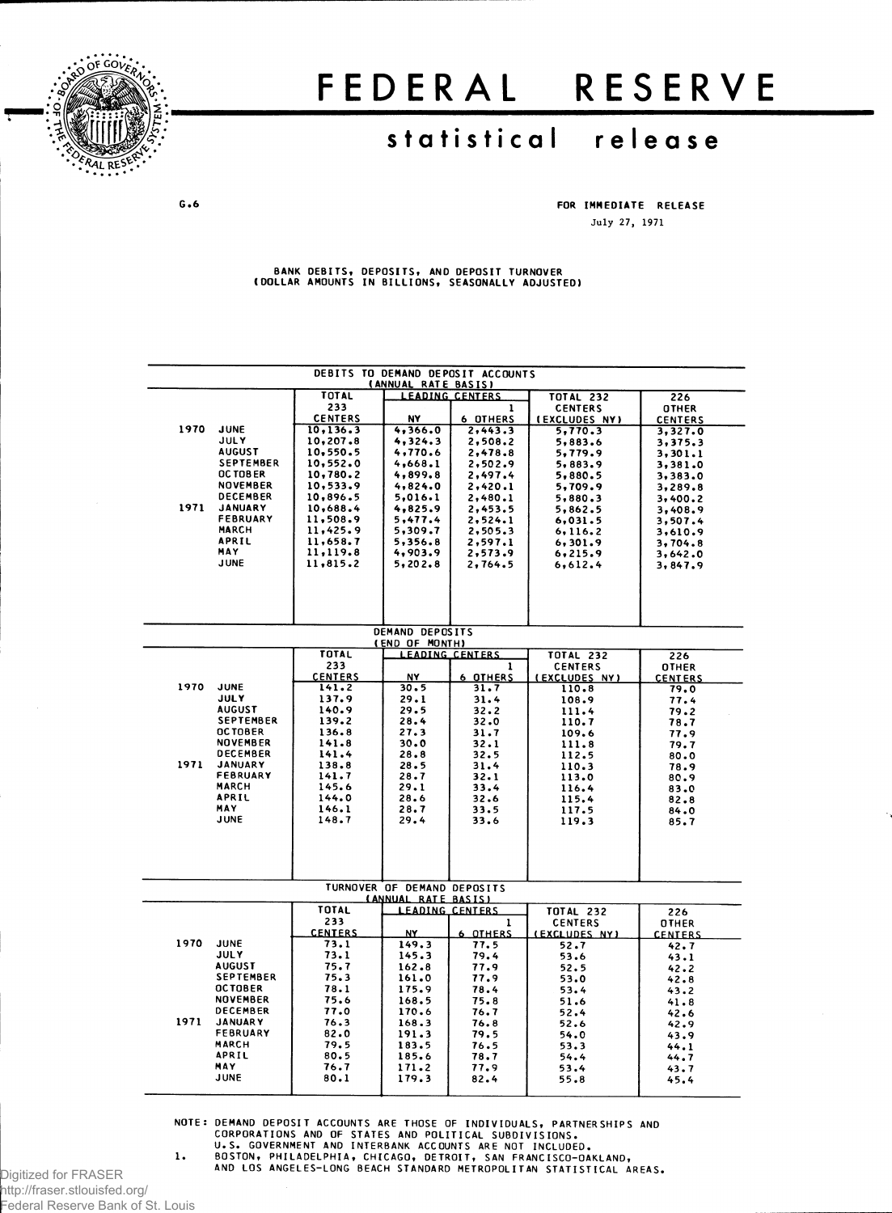# FEDERAL RESERVE

## statistical release

G.6

FOR IMMEDIATE RELEASE
July 27, 1971

BANK DEBITS, DEPOSITS, AND DEPOSIT TURNOVER
(DOLLAR AMOUNTS IN BILLIONS, SEASONALLY ADJUSTED)

**DEBITS TO DEMAND DEPOSIT ACCOUNTS (ANNUAL RATE BASIS)**

| | | TOTAL 233 CENTERS | LEADING CENTERS | | TOTAL 232 CENTERS (EXCLUDES NY) | 226 OTHER CENTERS |
|---|---|---|---|---|---|---|
| | | | NY | 6 OTHERS [1] | | |
| 1970 | JUNE | 10,136.3 | 4,366.0 | 2,443.3 | 5,770.3 | 3,327.0 |
| | JULY | 10,207.8 | 4,324.3 | 2,508.2 | 5,883.6 | 3,375.3 |
| | AUGUST | 10,550.5 | 4,770.6 | 2,478.8 | 5,779.9 | 3,301.1 |
| | SEPTEMBER | 10,552.0 | 4,668.1 | 2,502.9 | 5,883.9 | 3,381.0 |
| | OCTOBER | 10,780.2 | 4,899.8 | 2,497.4 | 5,880.5 | 3,383.0 |
| | NOVEMBER | 10,533.9 | 4,824.0 | 2,420.1 | 5,709.9 | 3,289.8 |
| | DECEMBER | 10,896.5 | 5,016.1 | 2,480.1 | 5,880.3 | 3,400.2 |
| 1971 | JANUARY | 10,688.4 | 4,825.9 | 2,453.5 | 5,862.5 | 3,408.9 |
| | FEBRUARY | 11,508.9 | 5,477.4 | 2,524.1 | 6,031.5 | 3,507.4 |
| | MARCH | 11,425.9 | 5,309.7 | 2,505.3 | 6,116.2 | 3,610.9 |
| | APRIL | 11,658.7 | 5,356.8 | 2,597.1 | 6,301.9 | 3,704.8 |
| | MAY | 11,119.8 | 4,903.9 | 2,573.9 | 6,215.9 | 3,642.0 |
| | JUNE | 11,815.2 | 5,202.8 | 2,764.5 | 6,612.4 | 3,847.9 |

**DEMAND DEPOSITS (END OF MONTH)**

| | | TOTAL 233 CENTERS | LEADING CENTERS | | TOTAL 232 CENTERS (EXCLUDES NY) | 226 OTHER CENTERS |
|---|---|---|---|---|---|---|
| | | | NY | 6 OTHERS [1] | | |
| 1970 | JUNE | 141.2 | 30.5 | 31.7 | 110.8 | 79.0 |
| | JULY | 137.9 | 29.1 | 31.4 | 108.9 | 77.4 |
| | AUGUST | 140.9 | 29.5 | 32.2 | 111.4 | 79.2 |
| | SEPTEMBER | 139.2 | 28.4 | 32.0 | 110.7 | 78.7 |
| | OCTOBER | 136.8 | 27.3 | 31.7 | 109.6 | 77.9 |
| | NOVEMBER | 141.8 | 30.0 | 32.1 | 111.8 | 79.7 |
| | DECEMBER | 141.4 | 28.8 | 32.5 | 112.5 | 80.0 |
| 1971 | JANUARY | 138.8 | 28.5 | 31.4 | 110.3 | 78.9 |
| | FEBRUARY | 141.7 | 28.7 | 32.1 | 113.0 | 80.9 |
| | MARCH | 145.6 | 29.1 | 33.4 | 116.4 | 83.0 |
| | APRIL | 144.0 | 28.6 | 32.6 | 115.4 | 82.8 |
| | MAY | 146.1 | 28.7 | 33.5 | 117.5 | 84.0 |
| | JUNE | 148.7 | 29.4 | 33.6 | 119.3 | 85.7 |

**TURNOVER OF DEMAND DEPOSITS (ANNUAL RATE BASIS)**

| | | TOTAL 233 CENTERS | LEADING CENTERS | | TOTAL 232 CENTERS (EXCLUDES NY) | 226 OTHER CENTERS |
|---|---|---|---|---|---|---|
| | | | NY | 6 OTHERS [1] | | |
| 1970 | JUNE | 73.1 | 149.3 | 77.5 | 52.7 | 42.7 |
| | JULY | 73.1 | 145.3 | 79.4 | 53.6 | 43.1 |
| | AUGUST | 75.7 | 162.8 | 77.9 | 52.5 | 42.2 |
| | SEPTEMBER | 75.3 | 161.0 | 77.9 | 53.0 | 42.8 |
| | OCTOBER | 78.1 | 175.9 | 78.4 | 53.4 | 43.2 |
| | NOVEMBER | 75.6 | 168.5 | 75.8 | 51.6 | 41.8 |
| | DECEMBER | 77.0 | 170.6 | 76.7 | 52.4 | 42.6 |
| 1971 | JANUARY | 76.3 | 168.3 | 76.8 | 52.6 | 42.9 |
| | FEBRUARY | 82.0 | 191.3 | 79.5 | 54.0 | 43.9 |
| | MARCH | 79.5 | 183.5 | 76.5 | 53.3 | 44.1 |
| | APRIL | 80.5 | 185.6 | 78.7 | 54.4 | 44.7 |
| | MAY | 76.7 | 171.2 | 77.9 | 53.4 | 43.7 |
| | JUNE | 80.1 | 179.3 | 82.4 | 55.8 | 45.4 |

NOTE: DEMAND DEPOSIT ACCOUNTS ARE THOSE OF INDIVIDUALS, PARTNERSHIPS AND CORPORATIONS AND OF STATES AND POLITICAL SUBDIVISIONS. U.S. GOVERNMENT AND INTERBANK ACCOUNTS ARE NOT INCLUDED.

1. BOSTON, PHILADELPHIA, CHICAGO, DETROIT, SAN FRANCISCO-OAKLAND, AND LOS ANGELES-LONG BEACH STANDARD METROPOLITAN STATISTICAL AREAS.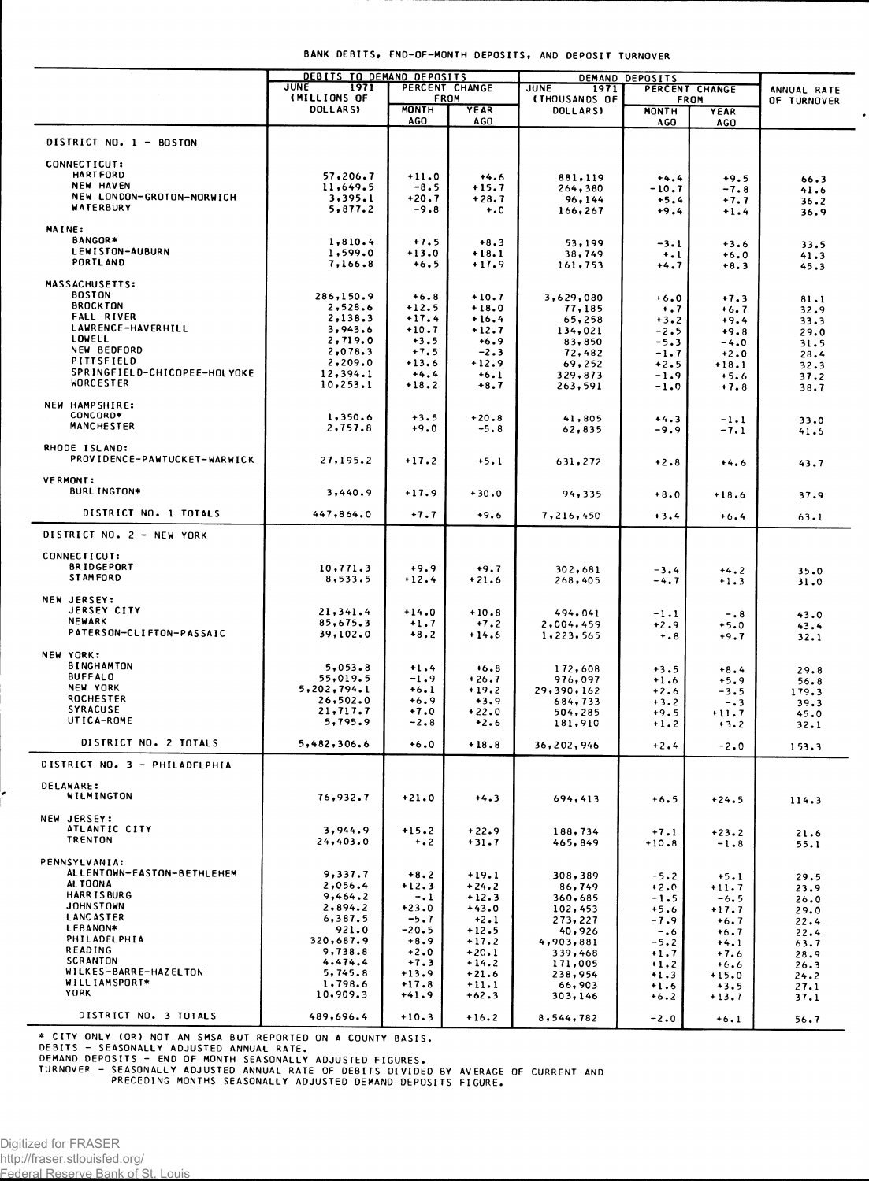BANK DEBITS, END-OF-MONTH DEPOSITS, AND DEPOSIT TURNOVER

| | DEBITS TO DEMAND DEPOSITS | | | DEMAND DEPOSITS | | | ANNUAL RATE OF TURNOVER |
|---|---|---|---|---|---|---|---|
| | JUNE 1971 (MILLIONS OF DOLLARS) | PERCENT CHANGE FROM | | JUNE 1971 (THOUSANDS OF DOLLARS) | PERCENT CHANGE FROM | | |
| | | MONTH AGO | YEAR AGO | | MONTH AGO | YEAR AGO | |
| **DISTRICT NO. 1 - BOSTON** | | | | | | | |
| CONNECTICUT: | | | | | | | |
| HARTFORD | 57,206.7 | +11.0 | +4.6 | 881,119 | +4.4 | +9.5 | 66.3 |
| NEW HAVEN | 11,649.5 | -8.5 | +15.7 | 264,380 | -10.7 | -7.8 | 41.6 |
| NEW LONDON-GROTON-NORWICH | 3,395.1 | +20.7 | +28.7 | 96,144 | +5.4 | +7.7 | 36.2 |
| WATERBURY | 5,877.2 | -9.8 | +.0 | 166,267 | +9.4 | +1.4 | 36.9 |
| MAINE: | | | | | | | |
| BANGOR* | 1,810.4 | +7.5 | +8.3 | 53,199 | -3.1 | +3.6 | 33.5 |
| LEWISTON-AUBURN | 1,599.0 | +13.0 | +18.1 | 38,749 | +.1 | +6.0 | 41.3 |
| PORTLAND | 7,166.8 | +6.5 | +17.9 | 161,753 | +4.7 | +8.3 | 45.3 |
| MASSACHUSETTS: | | | | | | | |
| BOSTON | 286,150.9 | +6.8 | +10.7 | 3,629,080 | +6.0 | +7.3 | 81.1 |
| BROCKTON | 2,528.6 | +12.5 | +18.0 | 77,185 | +.7 | +6.7 | 32.9 |
| FALL RIVER | 2,138.3 | +17.4 | +16.4 | 65,258 | +3.2 | +9.4 | 33.3 |
| LAWRENCE-HAVERHILL | 3,943.6 | +10.7 | +12.7 | 134,021 | -2.5 | +9.8 | 29.0 |
| LOWELL | 2,719.0 | +3.5 | +6.9 | 83,850 | -5.3 | -4.0 | 31.5 |
| NEW BEDFORD | 2,078.3 | +7.5 | -2.3 | 72,482 | -1.7 | +2.0 | 28.4 |
| PITTSFIELD | 2,209.0 | +13.6 | +12.9 | 69,252 | +2.5 | +18.1 | 32.3 |
| SPRINGFIELD-CHICOPEE-HOLYOKE | 12,394.1 | +4.4 | +6.1 | 329,873 | -1.9 | +5.6 | 37.2 |
| WORCESTER | 10,253.1 | +18.2 | +8.7 | 263,591 | -1.0 | +7.8 | 38.7 |
| NEW HAMPSHIRE: | | | | | | | |
| CONCORD* | 1,350.6 | +3.5 | +20.8 | 41,805 | +4.3 | -1.1 | 33.0 |
| MANCHESTER | 2,757.8 | +9.0 | -5.8 | 62,835 | -9.9 | -7.1 | 41.6 |
| RHODE ISLAND: | | | | | | | |
| PROVIDENCE-PAWTUCKET-WARWICK | 27,195.2 | +17.2 | +5.1 | 631,272 | +2.8 | +4.6 | 43.7 |
| VERMONT: | | | | | | | |
| BURLINGTON* | 3,440.9 | +17.9 | +30.0 | 94,335 | +8.0 | +18.6 | 37.9 |
| DISTRICT NO. 1 TOTALS | 447,864.0 | +7.7 | +9.6 | 7,216,450 | +3.4 | +6.4 | 63.1 |
| **DISTRICT NO. 2 - NEW YORK** | | | | | | | |
| CONNECTICUT: | | | | | | | |
| BRIDGEPORT | 10,771.3 | +9.9 | +9.7 | 302,681 | -3.4 | +4.2 | 35.0 |
| STAMFORD | 8,533.5 | +12.4 | +21.6 | 268,405 | -4.7 | +1.3 | 31.0 |
| NEW JERSEY: | | | | | | | |
| JERSEY CITY | 21,341.4 | +14.0 | +10.8 | 494,041 | -1.1 | -.8 | 43.0 |
| NEWARK | 85,675.3 | +1.7 | +7.2 | 2,004,459 | +2.9 | +5.0 | 43.4 |
| PATERSON-CLIFTON-PASSAIC | 39,102.0 | +8.2 | +14.6 | 1,223,565 | +.8 | +9.7 | 32.1 |
| NEW YORK: | | | | | | | |
| BINGHAMTON | 5,053.8 | +1.4 | +6.8 | 172,608 | +3.5 | +8.4 | 29.8 |
| BUFFALO | 55,019.5 | -1.9 | +26.7 | 976,097 | +1.6 | +5.9 | 56.8 |
| NEW YORK | 5,202,794.1 | +6.1 | +19.2 | 29,390,162 | +2.6 | -3.5 | 179.3 |
| ROCHESTER | 26,502.0 | +6.9 | +3.9 | 684,733 | +3.2 | -.3 | 39.3 |
| SYRACUSE | 21,717.7 | +7.0 | +22.0 | 504,285 | +9.5 | +11.7 | 45.0 |
| UTICA-ROME | 5,795.9 | -2.8 | +2.6 | 181,910 | +1.2 | +3.2 | 32.1 |
| DISTRICT NO. 2 TOTALS | 5,482,306.6 | +6.0 | +18.8 | 36,202,946 | +2.4 | -2.0 | 153.3 |
| **DISTRICT NO. 3 - PHILADELPHIA** | | | | | | | |
| DELAWARE: | | | | | | | |
| WILMINGTON | 76,932.7 | +21.0 | +4.3 | 694,413 | +6.5 | +24.5 | 114.3 |
| NEW JERSEY: | | | | | | | |
| ATLANTIC CITY | 3,944.9 | +15.2 | +22.9 | 188,734 | +7.1 | +23.2 | 21.6 |
| TRENTON | 24,403.0 | +.2 | +31.7 | 465,849 | +10.8 | -1.8 | 55.1 |
| PENNSYLVANIA: | | | | | | | |
| ALLENTOWN-EASTON-BETHLEHEM | 9,337.7 | +8.2 | +19.1 | 308,389 | -5.2 | +5.1 | 29.5 |
| ALTOONA | 2,056.4 | +12.3 | +24.2 | 86,749 | +2.0 | +11.7 | 23.9 |
| HARRISBURG | 9,464.2 | -.1 | +12.3 | 360,685 | -1.5 | -6.5 | 26.0 |
| JOHNSTOWN | 2,894.2 | +23.0 | +43.0 | 102,453 | +5.6 | +17.7 | 29.0 |
| LANCASTER | 6,387.5 | -5.7 | +2.1 | 273,227 | -7.9 | +6.7 | 22.4 |
| LEBANON* | 921.0 | -20.5 | +12.5 | 40,926 | -.6 | +6.7 | 22.4 |
| PHILADELPHIA | 320,687.9 | +8.9 | +17.2 | 4,903,881 | -5.2 | +4.1 | 63.7 |
| READING | 9,738.8 | +2.0 | +20.1 | 339,468 | +1.7 | +7.6 | 28.9 |
| SCRANTON | 4,474.4 | +7.3 | +14.2 | 171,005 | +1.2 | +6.6 | 26.3 |
| WILKES-BARRE-HAZELTON | 5,745.8 | +13.9 | +21.6 | 238,954 | +1.3 | +15.0 | 24.2 |
| WILLIAMSPORT* | 1,798.6 | +17.8 | +11.1 | 66,903 | +1.6 | +3.5 | 27.1 |
| YORK | 10,909.3 | +41.9 | +62.3 | 303,146 | +6.2 | +13.7 | 37.1 |
| DISTRICT NO. 3 TOTALS | 489,696.4 | +10.3 | +16.2 | 8,544,782 | -2.0 | +6.1 | 56.7 |

\* CITY ONLY (OR) NOT AN SMSA BUT REPORTED ON A COUNTY BASIS.
DEBITS - SEASONALLY ADJUSTED ANNUAL RATE.
DEMAND DEPOSITS - END OF MONTH SEASONALLY ADJUSTED FIGURES.
TURNOVER - SEASONALLY ADJUSTED ANNUAL RATE OF DEBITS DIVIDED BY AVERAGE OF CURRENT AND PRECEDING MONTHS SEASONALLY ADJUSTED DEMAND DEPOSITS FIGURE.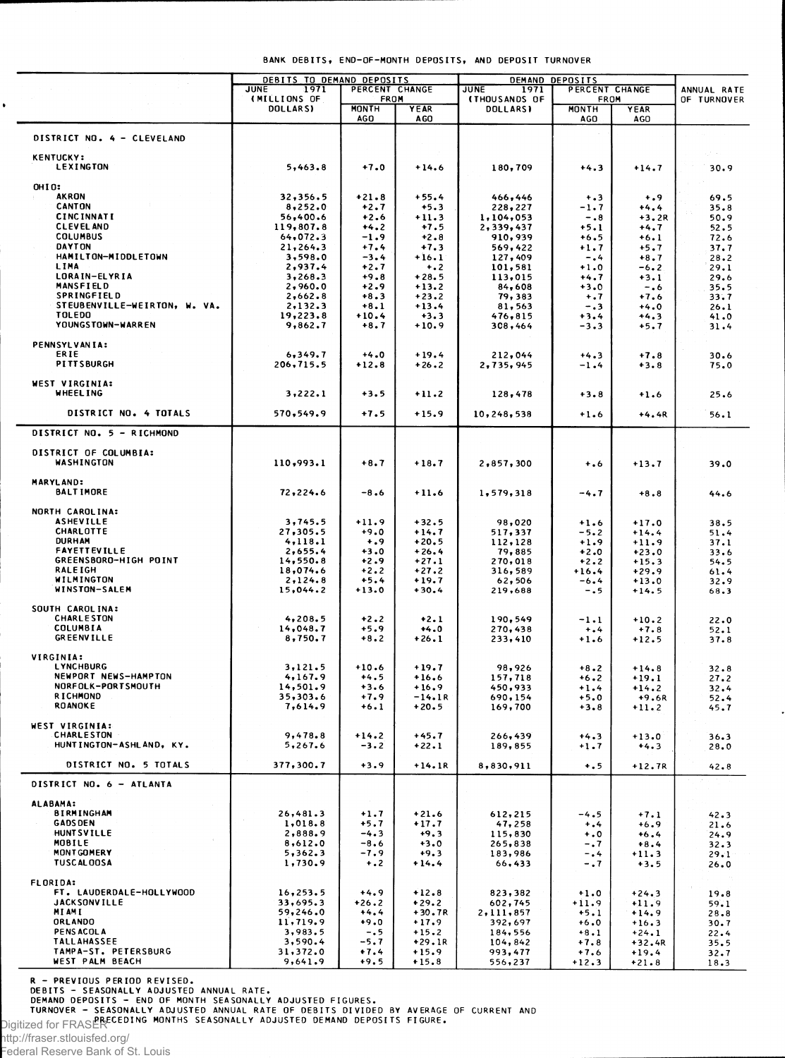BANK DEBITS, END-OF-MONTH DEPOSITS, AND DEPOSIT TURNOVER

| | DEBITS TO DEMAND DEPOSITS | | | DEMAND DEPOSITS | | | ANNUAL RATE OF TURNOVER |
|---|---|---|---|---|---|---|---|
| | JUNE 1971 (MILLIONS OF DOLLARS) | PERCENT CHANGE FROM | | JUNE 1971 (THOUSANDS OF DOLLARS) | PERCENT CHANGE FROM | | |
| | | MONTH AGO | YEAR AGO | | MONTH AGO | YEAR AGO | |
| **DISTRICT NO. 4 - CLEVELAND** | | | | | | | |
| KENTUCKY: | | | | | | | |
| LEXINGTON | 5,463.8 | +7.0 | +14.6 | 180,709 | +4.3 | +14.7 | 30.9 |
| OHIO: | | | | | | | |
| AKRON | 32,356.5 | +21.8 | +55.4 | 466,446 | +.3 | +.9 | 69.5 |
| CANTON | 8,252.0 | +2.7 | +5.3 | 228,227 | -1.7 | +4.4 | 35.8 |
| CINCINNATI | 56,400.6 | +2.6 | +11.3 | 1,104,053 | -.8 | +3.2R | 50.9 |
| CLEVELAND | 119,807.8 | +4.2 | +7.5 | 2,339,437 | +5.1 | +4.7 | 52.5 |
| COLUMBUS | 64,072.3 | -1.9 | +2.8 | 910,939 | +6.5 | +6.1 | 72.6 |
| DAYTON | 21,264.3 | +7.4 | +7.3 | 569,422 | +1.7 | +5.7 | 37.7 |
| HAMILTON-MIDDLETOWN | 3,598.0 | -3.4 | +16.1 | 127,409 | -.4 | +8.7 | 28.2 |
| LIMA | 2,937.4 | +2.7 | +.2 | 101,581 | +1.0 | -6.2 | 29.1 |
| LORAIN-ELYRIA | 3,268.3 | +9.8 | +28.5 | 113,015 | +4.7 | +3.1 | 29.6 |
| MANSFIELD | 2,960.0 | +2.9 | +13.2 | 84,608 | +3.0 | -.6 | 35.5 |
| SPRINGFIELD | 2,662.8 | +8.3 | +23.2 | 79,383 | +.7 | +7.6 | 33.7 |
| STEUBENVILLE-WEIRTON, W. VA. | 2,132.3 | +8.1 | +13.4 | 81,563 | -.3 | +4.0 | 26.1 |
| TOLEDO | 19,223.8 | +10.4 | +3.3 | 476,815 | +3.4 | +4.3 | 41.0 |
| YOUNGSTOWN-WARREN | 9,862.7 | +8.7 | +10.9 | 308,464 | -3.3 | +5.7 | 31.4 |
| PENNSYLVANIA: | | | | | | | |
| ERIE | 6,349.7 | +4.0 | +19.4 | 212,044 | +4.3 | +7.8 | 30.6 |
| PITTSBURGH | 206,715.5 | +12.8 | +26.2 | 2,735,945 | -1.4 | +3.8 | 75.0 |
| WEST VIRGINIA: | | | | | | | |
| WHEELING | 3,222.1 | +3.5 | +11.2 | 128,478 | +3.8 | +1.6 | 25.6 |
| DISTRICT NO. 4 TOTALS | 570,549.9 | +7.5 | +15.9 | 10,248,538 | +1.6 | +4.4R | 56.1 |
| **DISTRICT NO. 5 - RICHMOND** | | | | | | | |
| DISTRICT OF COLUMBIA: | | | | | | | |
| WASHINGTON | 110,993.1 | +8.7 | +18.7 | 2,857,300 | +.6 | +13.7 | 39.0 |
| MARYLAND: | | | | | | | |
| BALTIMORE | 72,224.6 | -8.6 | +11.6 | 1,579,318 | -4.7 | +8.8 | 44.6 |
| NORTH CAROLINA: | | | | | | | |
| ASHEVILLE | 3,745.5 | +11.9 | +32.5 | 98,020 | +1.6 | +17.0 | 38.5 |
| CHARLOTTE | 27,305.5 | +9.0 | +14.7 | 517,337 | -5.2 | +14.4 | 51.4 |
| DURHAM | 4,118.1 | +.9 | +20.5 | 112,128 | +1.9 | +11.9 | 37.1 |
| FAYETTEVILLE | 2,655.4 | +3.0 | +26.4 | 79,885 | +2.0 | +23.0 | 33.6 |
| GREENSBORO-HIGH POINT | 14,550.8 | +2.9 | +27.1 | 270,018 | +2.2 | +15.3 | 54.5 |
| RALEIGH | 18,074.6 | +2.2 | +27.2 | 316,589 | +16.4 | +29.9 | 61.4 |
| WILMINGTON | 2,124.8 | +5.4 | +19.7 | 62,506 | -6.4 | +13.0 | 32.9 |
| WINSTON-SALEM | 15,044.2 | +13.0 | +30.4 | 219,688 | -.5 | +14.5 | 68.3 |
| SOUTH CAROLINA: | | | | | | | |
| CHARLESTON | 4,208.5 | +2.2 | +2.1 | 190,549 | -1.1 | +10.2 | 22.0 |
| COLUMBIA | 14,048.7 | +5.9 | +4.0 | 270,438 | +.4 | +7.8 | 52.1 |
| GREENVILLE | 8,750.7 | +8.2 | +26.1 | 233,410 | +1.6 | +12.5 | 37.8 |
| VIRGINIA: | | | | | | | |
| LYNCHBURG | 3,121.5 | +10.6 | +19.7 | 98,926 | +8.2 | +14.8 | 32.8 |
| NEWPORT NEWS-HAMPTON | 4,167.9 | +4.5 | +16.6 | 157,718 | +6.2 | +19.1 | 27.2 |
| NORFOLK-PORTSMOUTH | 14,501.9 | +3.6 | +16.9 | 450,933 | +1.4 | +14.2 | 32.4 |
| RICHMOND | 35,303.6 | +7.9 | -14.1R | 690,154 | +5.0 | +9.6R | 52.4 |
| ROANOKE | 7,614.9 | +6.1 | +20.5 | 169,700 | +3.8 | +11.2 | 45.7 |
| WEST VIRGINIA: | | | | | | | |
| CHARLESTON | 9,478.8 | +14.2 | +45.7 | 266,439 | +4.3 | +13.0 | 36.3 |
| HUNTINGTON-ASHLAND, KY. | 5,267.6 | -3.2 | +22.1 | 189,855 | +1.7 | +4.3 | 28.0 |
| DISTRICT NO. 5 TOTALS | 377,300.7 | +3.9 | +14.1R | 8,830,911 | +.5 | +12.7R | 42.8 |
| **DISTRICT NO. 6 - ATLANTA** | | | | | | | |
| ALABAMA: | | | | | | | |
| BIRMINGHAM | 26,481.3 | +1.7 | +21.6 | 612,215 | -4.5 | +7.1 | 42.3 |
| GADSDEN | 1,018.8 | +5.7 | +17.7 | 47,258 | +.4 | +6.9 | 21.6 |
| HUNTSVILLE | 2,888.9 | -4.3 | +9.3 | 115,830 | +.0 | +6.4 | 24.9 |
| MOBILE | 8,612.0 | -8.6 | +3.0 | 265,838 | -.7 | +8.4 | 32.3 |
| MONTGOMERY | 5,362.3 | -7.9 | +9.3 | 183,986 | -.4 | +11.3 | 29.1 |
| TUSCALOOSA | 1,730.9 | +.2 | +14.4 | 66,433 | -.7 | +3.5 | 26.0 |
| FLORIDA: | | | | | | | |
| FT. LAUDERDALE-HOLLYWOOD | 16,253.5 | +4.9 | +12.8 | 823,382 | +1.0 | +24.3 | 19.8 |
| JACKSONVILLE | 33,695.3 | +26.2 | +29.2 | 602,745 | +11.9 | +11.9 | 59.1 |
| MIAMI | 59,246.0 | +4.4 | +30.7R | 2,111,857 | +5.1 | +14.9 | 28.8 |
| ORLANDO | 11,719.9 | +9.0 | +17.9 | 392,697 | +6.0 | +16.3 | 30.7 |
| PENSACOLA | 3,983.5 | -.5 | +15.2 | 184,556 | +8.1 | +24.1 | 22.4 |
| TALLAHASSEE | 3,590.4 | -5.7 | +29.1R | 104,842 | +7.8 | +32.4R | 35.5 |
| TAMPA-ST. PETERSBURG | 31,372.0 | +7.4 | +15.9 | 993,477 | +7.6 | +19.4 | 32.7 |
| WEST PALM BEACH | 9,641.9 | +9.5 | +15.8 | 556,237 | +12.3 | +21.8 | 18.3 |

R - PREVIOUS PERIOD REVISED.
DEBITS - SEASONALLY ADJUSTED ANNUAL RATE.
DEMAND DEPOSITS - END OF MONTH SEASONALLY ADJUSTED FIGURES.
TURNOVER - SEASONALLY ADJUSTED ANNUAL RATE OF DEBITS DIVIDED BY AVERAGE OF CURRENT AND PRECEDING MONTHS SEASONALLY ADJUSTED DEMAND DEPOSITS FIGURE.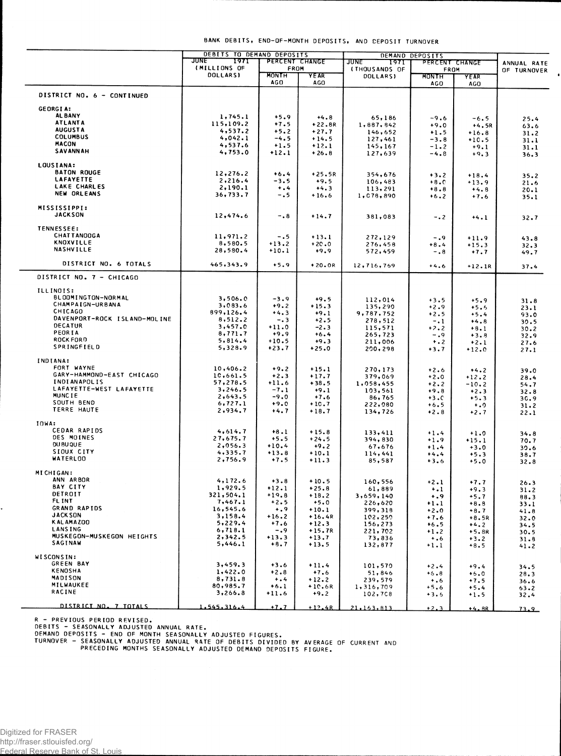BANK DEBITS, END-OF-MONTH DEPOSITS, AND DEPOSIT TURNOVER

| | DEBITS TO DEMAND DEPOSITS | | | DEMAND DEPOSITS | | | ANNUAL RATE OF TURNOVER |
|---|---|---|---|---|---|---|---|
| | JUNE 1971 (MILLIONS OF DOLLARS) | PERCENT CHANGE FROM | | JUNE 1971 (THOUSANDS OF DOLLARS) | PERCENT CHANGE FROM | | |
| | | MONTH AGO | YEAR AGO | | MONTH AGO | YEAR AGO | |
| DISTRICT NO. 6 - CONTINUED | | | | | | | |
| GEORGIA: | | | | | | | |
| ALBANY | 1,745.1 | +5.9 | +4.8 | 65,186 | -9.6 | -6.5 | 25.4 |
| ATLANTA | 115,109.2 | +7.5 | +22.8R | 1,887,842 | +9.0 | +4.5R | 63.6 |
| AUGUSTA | 4,537.2 | +5.2 | +27.7 | 146,652 | +1.5 | +16.8 | 31.2 |
| COLUMBUS | 4,042.1 | -4.5 | +14.5 | 127,461 | -3.8 | +10.5 | 31.1 |
| MACON | 4,537.6 | +1.5 | +12.1 | 145,167 | -1.2 | +9.1 | 31.1 |
| SAVANNAH | 4,753.0 | +12.1 | +26.8 | 127,639 | -4.8 | +9.3 | 36.3 |
| LOUSIANA: | | | | | | | |
| BATON ROUGE | 12,276.2 | +6.4 | +25.5R | 354,676 | +3.2 | +18.4 | 35.2 |
| LAFAYETTE | 2,216.4 | -3.5 | +9.5 | 106,483 | +8.0 | +13.9 | 21.6 |
| LAKE CHARLES | 2,190.1 | +.4 | +4.3 | 113,291 | +8.8 | +4.8 | 20.1 |
| NEW ORLEANS | 36,733.7 | -.5 | +16.6 | 1,078,890 | +6.2 | +7.6 | 35.1 |
| MISSISSIPPI: | | | | | | | |
| JACKSON | 12,474.6 | -.8 | +14.7 | 381,083 | -.2 | +4.1 | 32.7 |
| TENNESSEE: | | | | | | | |
| CHATTANOOGA | 11,971.2 | -.5 | +13.1 | 272,129 | -.9 | +11.9 | 43.8 |
| KNOXVILLE | 8,580.5 | +13.2 | +20.0 | 276,458 | +8.4 | +15.3 | 32.3 |
| NASHVILLE | 28,580.4 | +10.1 | +9.9 | 572,459 | -.8 | +7.7 | 49.7 |
| DISTRICT NO. 6 TOTALS | 465,343.9 | +5.9 | +20.0R | 12,716,769 | +4.6 | +12.1R | 37.4 |
| DISTRICT NO. 7 - CHICAGO | | | | | | | |
| ILLINOIS: | | | | | | | |
| BLOOMINGTON-NORMAL | 3,506.0 | -3.9 | +9.5 | 112,014 | +3.5 | +5.9 | 31.8 |
| CHAMPAIGN-URBANA | 3,083.6 | +9.2 | +15.3 | 135,290 | +2.9 | +5.6 | 23.1 |
| CHICAGO | 899,126.4 | +4.3 | +9.1 | 9,787,752 | +2.5 | +5.4 | 93.0 |
| DAVENPORT-ROCK ISLAND-MOLINE | 8,512.2 | -.3 | +2.5 | 278,512 | -.1 | +4.8 | 30.5 |
| DECATUR | 3,457.0 | +11.0 | -2.3 | 115,571 | +2.2 | +8.1 | 30.2 |
| PEORIA | 8,771.7 | +9.9 | +6.4 | 265,723 | -.9 | +3.8 | 32.9 |
| ROCKFORD | 5,814.4 | +10.5 | +9.3 | 211,006 | +.2 | +2.1 | 27.6 |
| SPRINGFIELD | 5,328.9 | +23.7 | +25.0 | 200,298 | +3.7 | +12.0 | 27.1 |
| INDIANA: | | | | | | | |
| FORT WAYNE | 10,406.2 | +9.2 | +15.1 | 270,173 | +2.6 | +4.2 | 39.0 |
| GARY-HAMMOND-EAST CHICAGO | 10,661.5 | +2.3 | +17.7 | 379,069 | +2.0 | +12.2 | 28.4 |
| INDIANAPOLIS | 57,278.5 | +11.6 | +38.5 | 1,058,455 | +2.2 | -10.2 | 54.7 |
| LAFAYETTE-WEST LAFAYETTE | 3,246.5 | -7.1 | +9.1 | 103,561 | +9.8 | +2.3 | 32.8 |
| MUNCIE | 2,643.5 | -9.0 | +7.6 | 86,765 | +3.0 | +5.3 | 30.9 |
| SOUTH BEND | 6,727.1 | +9.0 | +10.7 | 222,080 | +6.5 | +.0 | 31.2 |
| TERRE HAUTE | 2,934.7 | +4.7 | +18.7 | 134,726 | +2.8 | +2.7 | 22.1 |
| IOWA: | | | | | | | |
| CEDAR RAPIDS | 4,614.7 | +8.1 | +15.8 | 133,411 | +1.4 | +1.0 | 34.8 |
| DES MOINES | 27,675.7 | +5.5 | +24.5 | 394,830 | +1.9 | +15.1 | 70.7 |
| DUBUQUE | 2,056.3 | +10.4 | +9.2 | 67,676 | +1.4 | +3.0 | 30.6 |
| SIOUX CITY | 4,335.7 | +13.8 | +10.1 | 114,441 | +4.4 | +5.3 | 38.7 |
| WATERLOO | 2,756.9 | +7.5 | +11.3 | 85,587 | +3.6 | +5.0 | 32.8 |
| MICHIGAN: | | | | | | | |
| ANN ARBOR | 4,172.6 | +3.8 | +10.5 | 160,556 | +2.1 | +7.7 | 26.3 |
| BAY CITY | 1,929.5 | +12.1 | +25.8 | 61,889 | +.1 | +9.3 | 31.2 |
| DETROIT | 321,504.1 | +19.8 | +18.2 | 3,659,140 | +.9 | +5.7 | 88.3 |
| FLINT | 7,467.1 | +2.5 | +5.0 | 226,620 | +1.1 | +8.8 | 33.1 |
| GRAND RAPIDS | 16,545.6 | +.9 | +10.1 | 399,318 | +2.0 | +8.7 | 41.8 |
| JACKSON | 3,158.4 | +16.2 | +16.4R | 102,250 | +7.6 | +8.5R | 32.0 |
| KALAMAZOO | 5,229.4 | +7.6 | +12.3 | 156,273 | +6.5 | +4.2 | 34.5 |
| LANSING | 6,718.1 | -.9 | +15.7R | 221,702 | +1.2 | +5.8R | 30.5 |
| MUSKEGON-MUSKEGON HEIGHTS | 2,342.5 | +13.3 | +13.7 | 73,836 | +.6 | +3.2 | 31.8 |
| SAGINAW | 5,446.1 | +8.7 | +13.5 | 132,877 | +1.1 | +8.5 | 41.2 |
| WISCONSIN: | | | | | | | |
| GREEN BAY | 3,459.3 | +3.6 | +11.4 | 101,570 | +2.4 | +9.4 | 34.5 |
| KENOSHA | 1,422.0 | +2.8 | +7.6 | 51,846 | +6.8 | +6.0 | 28.3 |
| MADISON | 8,731.8 | +.4 | +12.2 | 239,579 | +.6 | +7.5 | 36.6 |
| MILWAUKEE | 80,985.7 | +6.1 | +10.6R | 1,316,709 | +5.6 | +5.4 | 63.2 |
| RACINE | 3,266.8 | +11.6 | +9.2 | 102,708 | +3.5 | +1.5 | 32.4 |
| DISTRICT NO. 7 TOTALS | 1,545,316.4 | +7.7 | +12.4R | 21,163,813 | +2.3 | +4.8R | 73.9 |

R - PREVIOUS PERIOD REVISED.
DEBITS - SEASONALLY ADJUSTED ANNUAL RATE.
DEMAND DEPOSITS - END OF MONTH SEASONALLY ADJUSTED FIGURES.
TURNOVER - SEASONALLY ADJUSTED ANNUAL RATE OF DEBITS DIVIDED BY AVERAGE OF CURRENT AND PRECEDING MONTHS SEASONALLY ADJUSTED DEMAND DEPOSITS FIGURE.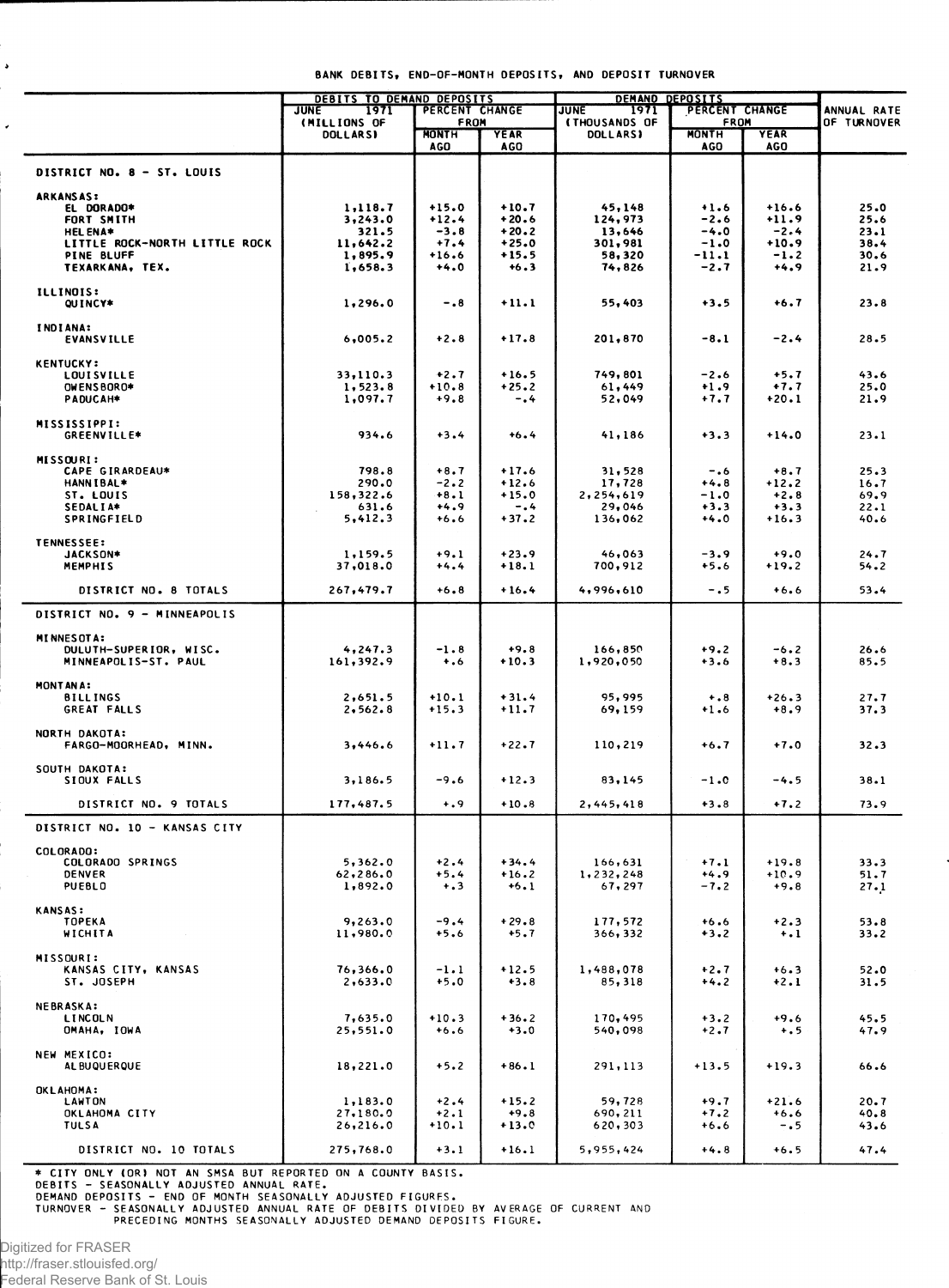BANK DEBITS, END-OF-MONTH DEPOSITS, AND DEPOSIT TURNOVER

| | DEBITS TO DEMAND DEPOSITS | | | DEMAND DEPOSITS | | | ANNUAL RATE OF TURNOVER |
|---|---|---|---|---|---|---|---|
| | JUNE 1971 (MILLIONS OF DOLLARS) | PERCENT CHANGE FROM | | JUNE 1971 (THOUSANDS OF DOLLARS) | PERCENT CHANGE FROM | | |
| | | MONTH AGO | YEAR AGO | | MONTH AGO | YEAR AGO | |
| **DISTRICT NO. 8 - ST. LOUIS** | | | | | | | |
| ARKANSAS: | | | | | | | |
| EL DORADO* | 1,118.7 | +15.0 | +10.7 | 45,148 | +1.6 | +16.6 | 25.0 |
| FORT SMITH | 3,243.0 | +12.4 | +20.6 | 124,973 | -2.6 | +11.9 | 25.6 |
| HELENA* | 321.5 | -3.8 | +20.2 | 13,646 | -4.0 | -2.4 | 23.1 |
| LITTLE ROCK-NORTH LITTLE ROCK | 11,642.2 | +7.4 | +25.0 | 301,981 | -1.0 | +10.9 | 38.4 |
| PINE BLUFF | 1,895.9 | +16.6 | +15.5 | 58,320 | -11.1 | -1.2 | 30.6 |
| TEXARKANA, TEX. | 1,658.3 | +4.0 | +6.3 | 74,826 | -2.7 | +4.9 | 21.9 |
| ILLINOIS: | | | | | | | |
| QUINCY* | 1,296.0 | -.8 | +11.1 | 55,403 | +3.5 | +6.7 | 23.8 |
| INDIANA: | | | | | | | |
| EVANSVILLE | 6,005.2 | +2.8 | +17.8 | 201,870 | -8.1 | -2.4 | 28.5 |
| KENTUCKY: | | | | | | | |
| LOUISVILLE | 33,110.3 | +2.7 | +16.5 | 749,801 | -2.6 | +5.7 | 43.6 |
| OWENSBORO* | 1,523.8 | +10.8 | +25.2 | 61,449 | +1.9 | +7.7 | 25.0 |
| PADUCAH* | 1,097.7 | +9.8 | -.4 | 52,049 | +7.7 | +20.1 | 21.9 |
| MISSISSIPPI: | | | | | | | |
| GREENVILLE* | 934.6 | +3.4 | +6.4 | 41,186 | +3.3 | +14.0 | 23.1 |
| MISSOURI: | | | | | | | |
| CAPE GIRARDEAU* | 798.8 | +8.7 | +17.6 | 31,528 | -.6 | +8.7 | 25.3 |
| HANNIBAL* | 290.0 | -2.2 | +12.6 | 17,728 | +4.8 | +12.2 | 16.7 |
| ST. LOUIS | 158,322.6 | +8.1 | +15.0 | 2,254,619 | -1.0 | +2.8 | 69.9 |
| SEDALIA* | 631.6 | +4.9 | -.4 | 29,046 | +3.3 | +3.3 | 22.1 |
| SPRINGFIELD | 5,412.3 | +6.6 | +37.2 | 136,062 | +4.0 | +16.3 | 40.6 |
| TENNESSEE: | | | | | | | |
| JACKSON* | 1,159.5 | +9.1 | +23.9 | 46,063 | -3.9 | +9.0 | 24.7 |
| MEMPHIS | 37,018.0 | +4.4 | +18.1 | 700,912 | +5.6 | +19.2 | 54.2 |
| DISTRICT NO. 8 TOTALS | 267,479.7 | +6.8 | +16.4 | 4,996,610 | -.5 | +6.6 | 53.4 |
| **DISTRICT NO. 9 - MINNEAPOLIS** | | | | | | | |
| MINNESOTA: | | | | | | | |
| DULUTH-SUPERIOR, WISC. | 4,247.3 | -1.8 | +9.8 | 166,850 | +9.2 | -6.2 | 26.6 |
| MINNEAPOLIS-ST. PAUL | 161,392.9 | +.6 | +10.3 | 1,920,050 | +3.6 | +8.3 | 85.5 |
| MONTANA: | | | | | | | |
| BILLINGS | 2,651.5 | +10.1 | +31.4 | 95,995 | +.8 | +26.3 | 27.7 |
| GREAT FALLS | 2,562.8 | +15.3 | +11.7 | 69,159 | +1.6 | +8.9 | 37.3 |
| NORTH DAKOTA: | | | | | | | |
| FARGO-MOORHEAD, MINN. | 3,446.6 | +11.7 | +22.7 | 110,219 | +6.7 | +7.0 | 32.3 |
| SOUTH DAKOTA: | | | | | | | |
| SIOUX FALLS | 3,186.5 | -9.6 | +12.3 | 83,145 | -1.0 | -4.5 | 38.1 |
| DISTRICT NO. 9 TOTALS | 177,487.5 | +.9 | +10.8 | 2,445,418 | +3.8 | +7.2 | 73.9 |
| **DISTRICT NO. 10 - KANSAS CITY** | | | | | | | |
| COLORADO: | | | | | | | |
| COLORADO SPRINGS | 5,362.0 | +2.4 | +34.4 | 166,631 | +7.1 | +19.8 | 33.3 |
| DENVER | 62,286.0 | +5.4 | +16.2 | 1,232,248 | +4.9 | +10.9 | 51.7 |
| PUEBLO | 1,892.0 | +.3 | +6.1 | 67,297 | -7.2 | +9.8 | 27.1 |
| KANSAS: | | | | | | | |
| TOPEKA | 9,263.0 | -9.4 | +29.8 | 177,572 | +6.6 | +2.3 | 53.8 |
| WICHITA | 11,980.0 | +5.6 | +5.7 | 366,332 | +3.2 | +.1 | 33.2 |
| MISSOURI: | | | | | | | |
| KANSAS CITY, KANSAS | 76,366.0 | -1.1 | +12.5 | 1,488,078 | +2.7 | +6.3 | 52.0 |
| ST. JOSEPH | 2,633.0 | +5.0 | +3.8 | 85,318 | +4.2 | +2.1 | 31.5 |
| NEBRASKA: | | | | | | | |
| LINCOLN | 7,635.0 | +10.3 | +36.2 | 170,495 | +3.2 | +9.6 | 45.5 |
| OMAHA, IOWA | 25,551.0 | +6.6 | +3.0 | 540,098 | +2.7 | +.5 | 47.9 |
| NEW MEXICO: | | | | | | | |
| ALBUQUERQUE | 18,221.0 | +5.2 | +86.1 | 291,113 | +13.5 | +19.3 | 66.6 |
| OKLAHOMA: | | | | | | | |
| LAWTON | 1,183.0 | +2.4 | +15.2 | 59,728 | +9.7 | +21.6 | 20.7 |
| OKLAHOMA CITY | 27,180.0 | +2.1 | +9.8 | 690,211 | +7.2 | +6.6 | 40.8 |
| TULSA | 26,216.0 | +10.1 | +13.0 | 620,303 | +6.6 | -.5 | 43.6 |
| DISTRICT NO. 10 TOTALS | 275,768.0 | +3.1 | +16.1 | 5,955,424 | +4.8 | +6.5 | 47.4 |

* CITY ONLY (OR) NOT AN SMSA BUT REPORTED ON A COUNTY BASIS.
DEBITS - SEASONALLY ADJUSTED ANNUAL RATE.
DEMAND DEPOSITS - END OF MONTH SEASONALLY ADJUSTED FIGURES.
TURNOVER - SEASONALLY ADJUSTED ANNUAL RATE OF DEBITS DIVIDED BY AVERAGE OF CURRENT AND PRECEDING MONTHS SEASONALLY ADJUSTED DEMAND DEPOSITS FIGURE.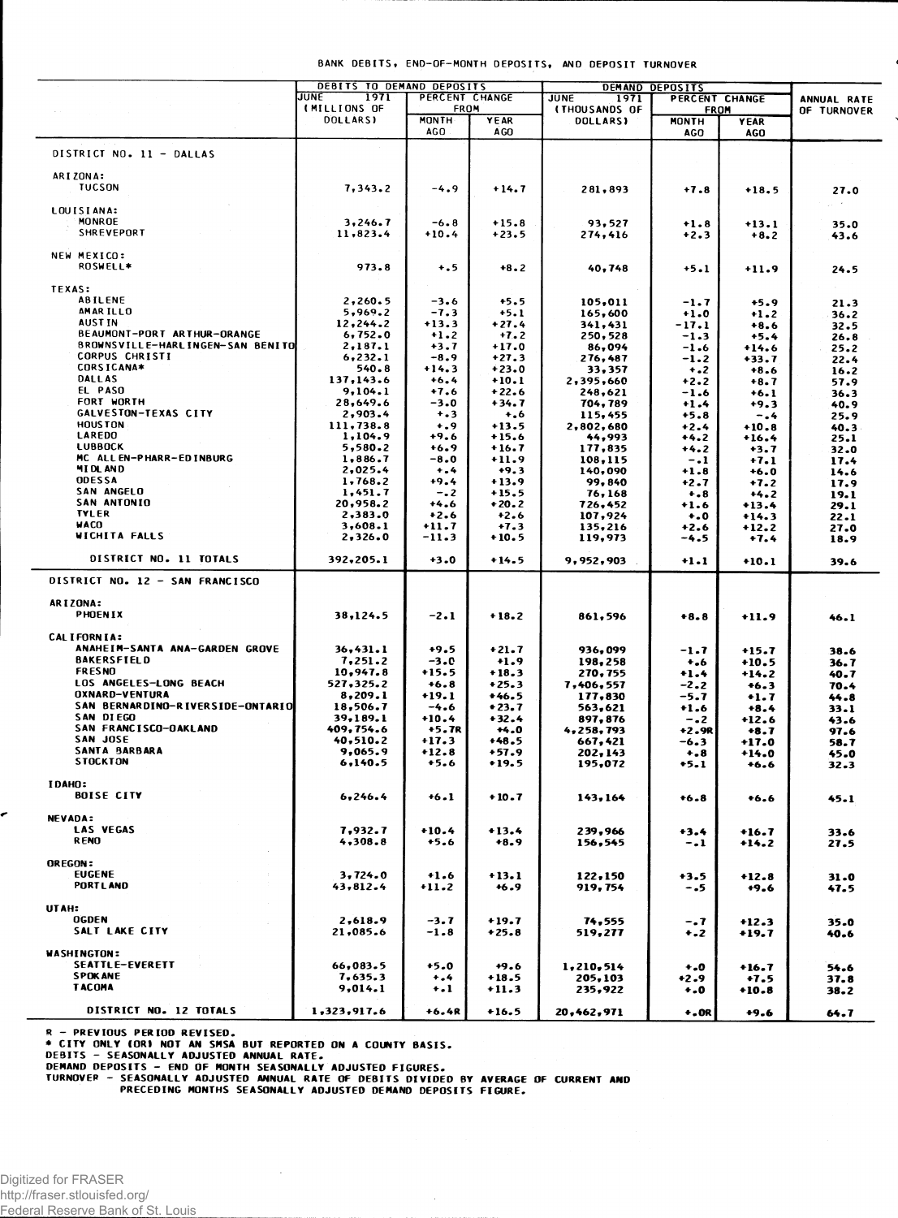BANK DEBITS, END-OF-MONTH DEPOSITS, AND DEPOSIT TURNOVER

| | DEBITS TO DEMAND DEPOSITS | | | DEMAND DEPOSITS | | | ANNUAL RATE OF TURNOVER |
|---|---|---|---|---|---|---|---|
| | JUNE 1971 (MILLIONS OF DOLLARS) | PERCENT CHANGE FROM | | JUNE 1971 (THOUSANDS OF DOLLARS) | PERCENT CHANGE FROM | | |
| | | MONTH AGO | YEAR AGO | | MONTH AGO | YEAR AGO | |
| DISTRICT NO. 11 - DALLAS | | | | | | | |
| ARIZONA: | | | | | | | |
| TUCSON | 7,343.2 | -4.9 | +14.7 | 281,893 | +7.8 | +18.5 | 27.0 |
| LOUISIANA: | | | | | | | |
| MONROE | 3,246.7 | -6.8 | +15.8 | 93,527 | +1.8 | +13.1 | 35.0 |
| SHREVEPORT | 11,823.4 | +10.4 | +23.5 | 274,416 | +2.3 | +8.2 | 43.6 |
| NEW MEXICO: | | | | | | | |
| ROSWELL* | 973.8 | +.5 | +8.2 | 40,748 | +5.1 | +11.9 | 24.5 |
| TEXAS: | | | | | | | |
| ABILENE | 2,260.5 | -3.6 | +5.5 | 105,011 | -1.7 | +5.9 | 21.3 |
| AMARILLO | 5,969.2 | -7.3 | +5.1 | 165,600 | +1.0 | +1.2 | 36.2 |
| AUSTIN | 12,244.2 | +13.3 | +27.4 | 341,431 | -17.1 | +8.6 | 32.5 |
| BEAUMONT-PORT ARTHUR-ORANGE | 6,752.0 | +1.2 | +7.2 | 250,528 | -1.3 | +5.4 | 26.8 |
| BROWNSVILLE-HARLINGEN-SAN BENITO | 2,187.1 | +3.7 | +17.0 | 86,094 | -1.6 | +14.6 | 25.2 |
| CORPUS CHRISTI | 6,232.1 | -8.9 | +27.3 | 276,487 | -1.2 | +33.7 | 22.4 |
| CORSICANA* | 540.8 | +14.3 | +23.0 | 33,357 | +.2 | +8.6 | 16.2 |
| DALLAS | 137,143.6 | +6.4 | +10.1 | 2,395,660 | +2.2 | +8.7 | 57.9 |
| EL PASO | 9,104.1 | +7.6 | +22.6 | 248,621 | -1.6 | +6.1 | 36.3 |
| FORT WORTH | 28,649.6 | -3.0 | +34.7 | 704,789 | +1.4 | +9.3 | 40.9 |
| GALVESTON-TEXAS CITY | 2,903.4 | +.3 | +.6 | 115,455 | +5.8 | -.4 | 25.9 |
| HOUSTON | 111,738.8 | +.9 | +13.5 | 2,802,680 | +2.4 | +10.8 | 40.3 |
| LAREDO | 1,104.9 | +9.6 | +15.6 | 44,993 | +4.2 | +16.4 | 25.1 |
| LUBBOCK | 5,580.2 | +6.9 | +16.7 | 177,835 | +4.2 | +3.7 | 32.0 |
| MC ALLEN-PHARR-EDINBURG | 1,886.7 | -8.0 | +11.9 | 108,115 | -.1 | +7.1 | 17.4 |
| MIDLAND | 2,025.4 | +.4 | +9.3 | 140,090 | +1.8 | +6.0 | 14.6 |
| ODESSA | 1,768.2 | +9.4 | +13.9 | 99,840 | +2.7 | +7.2 | 17.9 |
| SAN ANGELO | 1,451.7 | -.2 | +15.5 | 76,168 | +.8 | +4.2 | 19.1 |
| SAN ANTONIO | 20,958.2 | +4.6 | +20.2 | 726,452 | +1.6 | +13.4 | 29.1 |
| TYLER | 2,383.0 | +2.6 | +2.6 | 107,924 | +.0 | +14.3 | 22.1 |
| WACO | 3,608.1 | +11.7 | +7.3 | 135,216 | +2.6 | +12.2 | 27.0 |
| WICHITA FALLS | 2,326.0 | -11.3 | +10.5 | 119,973 | -4.5 | +7.4 | 18.9 |
| DISTRICT NO. 11 TOTALS | 392,205.1 | +3.0 | +14.5 | 9,952,903 | +1.1 | +10.1 | 39.6 |
| DISTRICT NO. 12 - SAN FRANCISCO | | | | | | | |
| ARIZONA: | | | | | | | |
| PHOENIX | 38,124.5 | -2.1 | +18.2 | 861,596 | +8.8 | +11.9 | 46.1 |
| CALIFORNIA: | | | | | | | |
| ANAHEIM-SANTA ANA-GARDEN GROVE | 36,431.1 | +9.5 | +21.7 | 936,099 | -1.7 | +15.7 | 38.6 |
| BAKERSFIELD | 7,251.2 | -3.0 | +1.9 | 198,258 | +.6 | +10.5 | 36.7 |
| FRESNO | 10,947.8 | +15.5 | +18.3 | 270,755 | +1.4 | +14.2 | 40.7 |
| LOS ANGELES-LONG BEACH | 527,325.2 | +6.8 | +25.3 | 7,406,557 | -2.2 | +6.3 | 70.4 |
| OXNARD-VENTURA | 8,209.1 | +19.1 | +46.5 | 177,830 | -5.7 | +1.7 | 44.8 |
| SAN BERNARDINO-RIVERSIDE-ONTARIO | 18,506.7 | -4.6 | +23.7 | 563,621 | +1.6 | +8.4 | 33.1 |
| SAN DIEGO | 39,189.1 | +10.4 | +32.4 | 897,876 | -.2 | +12.6 | 43.6 |
| SAN FRANCISCO-OAKLAND | 409,754.6 | +5.7R | +4.0 | 4,258,793 | +2.9R | +8.7 | 97.6 |
| SAN JOSE | 40,510.2 | +17.3 | +48.5 | 667,421 | -6.3 | +17.0 | 58.7 |
| SANTA BARBARA | 9,065.9 | +12.8 | +57.9 | 202,143 | +.8 | +14.0 | 45.0 |
| STOCKTON | 6,140.5 | +5.6 | +19.5 | 195,072 | +5.1 | +6.6 | 32.3 |
| IDAHO: | | | | | | | |
| BOISE CITY | 6,246.4 | +6.1 | +10.7 | 143,164 | +6.8 | +6.6 | 45.1 |
| NEVADA: | | | | | | | |
| LAS VEGAS | 7,932.7 | +10.4 | +13.4 | 239,966 | +3.4 | +16.7 | 33.6 |
| RENO | 4,308.8 | +5.6 | +8.9 | 156,545 | -.1 | +14.2 | 27.5 |
| OREGON: | | | | | | | |
| EUGENE | 3,724.0 | +1.6 | +13.1 | 122,150 | +3.5 | +12.8 | 31.0 |
| PORTLAND | 43,812.4 | +11.2 | +6.9 | 919,754 | -.5 | +9.6 | 47.5 |
| UTAH: | | | | | | | |
| OGDEN | 2,618.9 | -3.7 | +19.7 | 74,555 | -.7 | +12.3 | 35.0 |
| SALT LAKE CITY | 21,085.6 | -1.8 | +25.8 | 519,277 | +.2 | +19.7 | 40.6 |
| WASHINGTON: | | | | | | | |
| SEATTLE-EVERETT | 66,083.5 | +5.0 | +9.6 | 1,210,514 | +.0 | +16.7 | 54.6 |
| SPOKANE | 7,635.3 | +.4 | +18.5 | 205,103 | +2.9 | +7.5 | 37.8 |
| TACOMA | 9,014.1 | +.1 | +11.3 | 235,922 | +.0 | +10.8 | 38.2 |
| DISTRICT NO. 12 TOTALS | 1,323,917.6 | +6.4R | +16.5 | 20,462,971 | +.0R | +9.6 | 64.7 |

R - PREVIOUS PERIOD REVISED.
* CITY ONLY (OR) NOT AN SMSA BUT REPORTED ON A COUNTY BASIS.
DEBITS - SEASONALLY ADJUSTED ANNUAL RATE.
DEMAND DEPOSITS - END OF MONTH SEASONALLY ADJUSTED FIGURES.
TURNOVER - SEASONALLY ADJUSTED ANNUAL RATE OF DEBITS DIVIDED BY AVERAGE OF CURRENT AND PRECEDING MONTHS SEASONALLY ADJUSTED DEMAND DEPOSITS FIGURE.